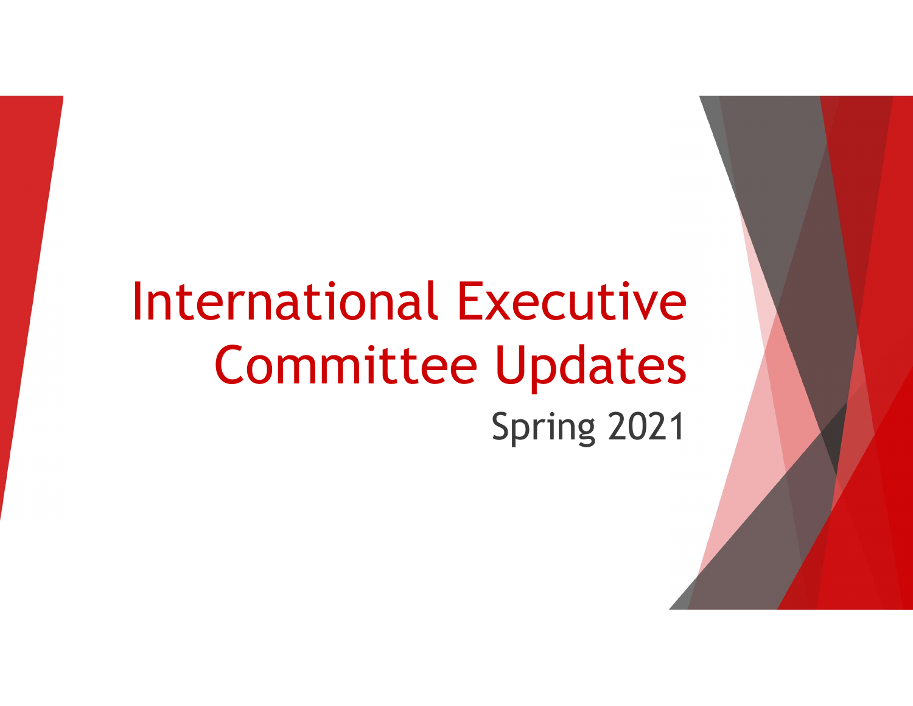# International Executive Committee Updates

Spring 2021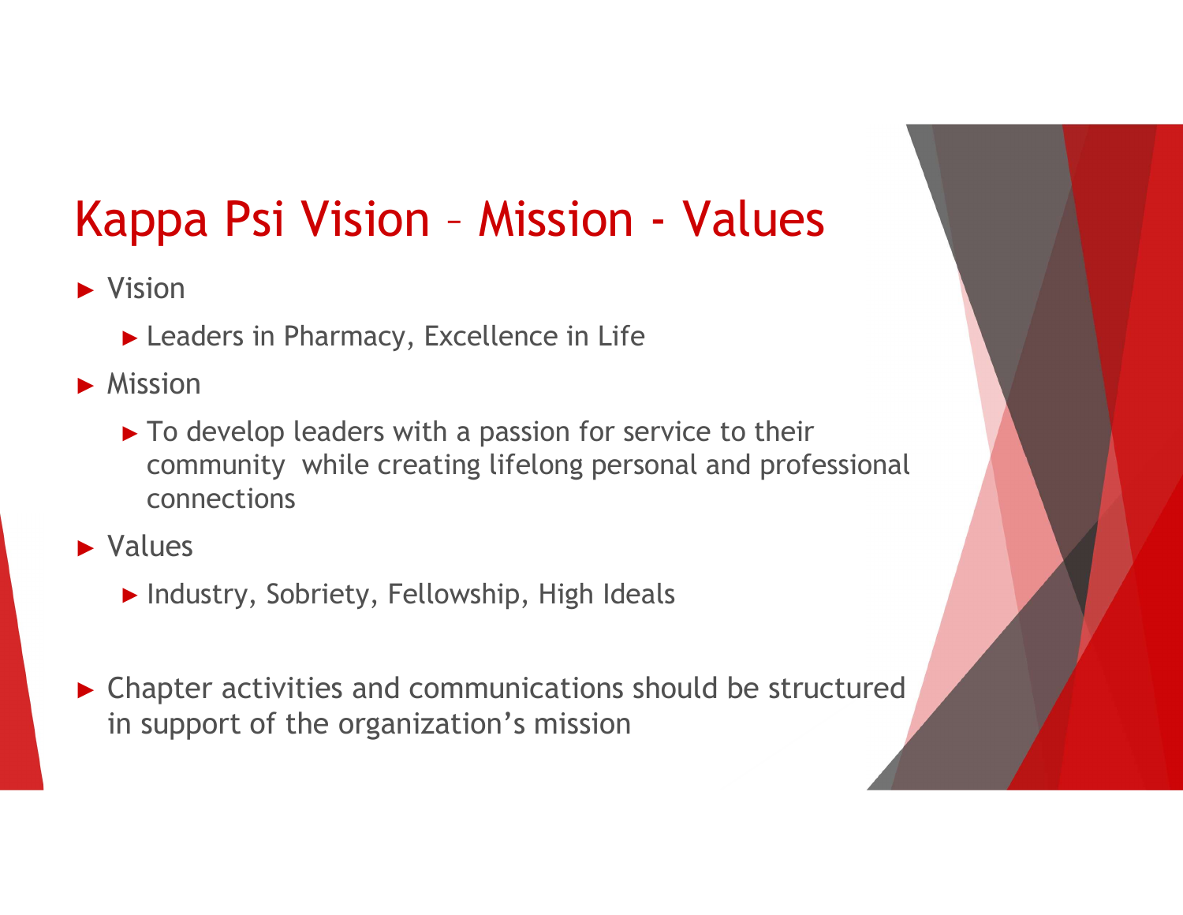# Kappa Psi Vision – Mission - Values

- Vision
  - Leaders in Pharmacy, Excellence in Life
- Mission
  - To develop leaders with a passion for service to their community  while creating lifelong personal and professional connections
- Values
  - Industry, Sobriety, Fellowship, High Ideals

- Chapter activities and communications should be structured in support of the organization's mission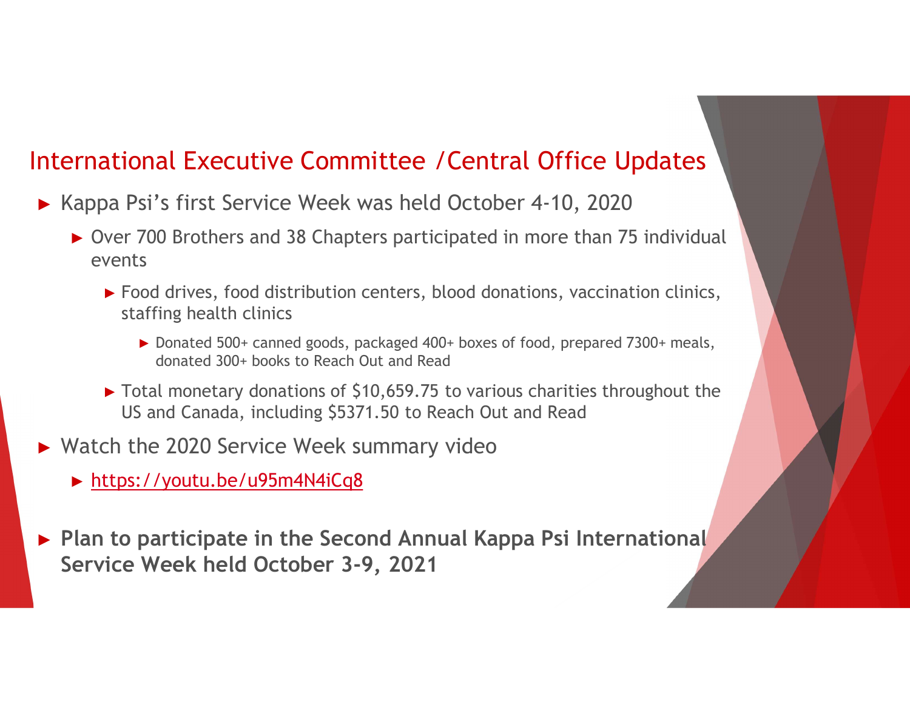## International Executive Committee /Central Office Updates

- Kappa Psi's first Service Week was held October 4-10, 2020
  - Over 700 Brothers and 38 Chapters participated in more than 75 individual events
    - Food drives, food distribution centers, blood donations, vaccination clinics, staffing health clinics
      - Donated 500+ canned goods, packaged 400+ boxes of food, prepared 7300+ meals, donated 300+ books to Reach Out and Read
    - Total monetary donations of $10,659.75 to various charities throughout the US and Canada, including $5371.50 to Reach Out and Read
- Watch the 2020 Service Week summary video
  - https://youtu.be/u95m4N4iCq8
- **Plan to participate in the Second Annual Kappa Psi International Service Week held October 3-9, 2021**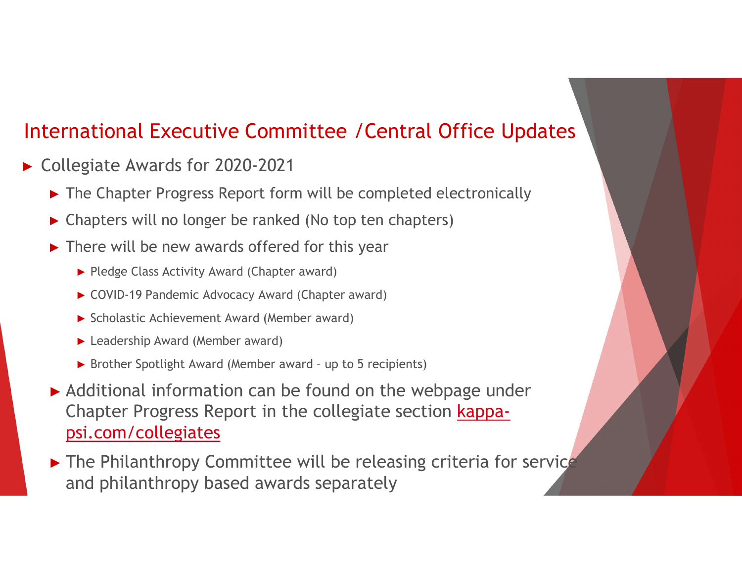## International Executive Committee /Central Office Updates

- Collegiate Awards for 2020-2021
  - The Chapter Progress Report form will be completed electronically
  - Chapters will no longer be ranked (No top ten chapters)
  - There will be new awards offered for this year
    - Pledge Class Activity Award (Chapter award)
    - COVID-19 Pandemic Advocacy Award (Chapter award)
    - Scholastic Achievement Award (Member award)
    - Leadership Award (Member award)
    - Brother Spotlight Award (Member award – up to 5 recipients)
  - Additional information can be found on the webpage under Chapter Progress Report in the collegiate section kappa-psi.com/collegiates
  - The Philanthropy Committee will be releasing criteria for service and philanthropy based awards separately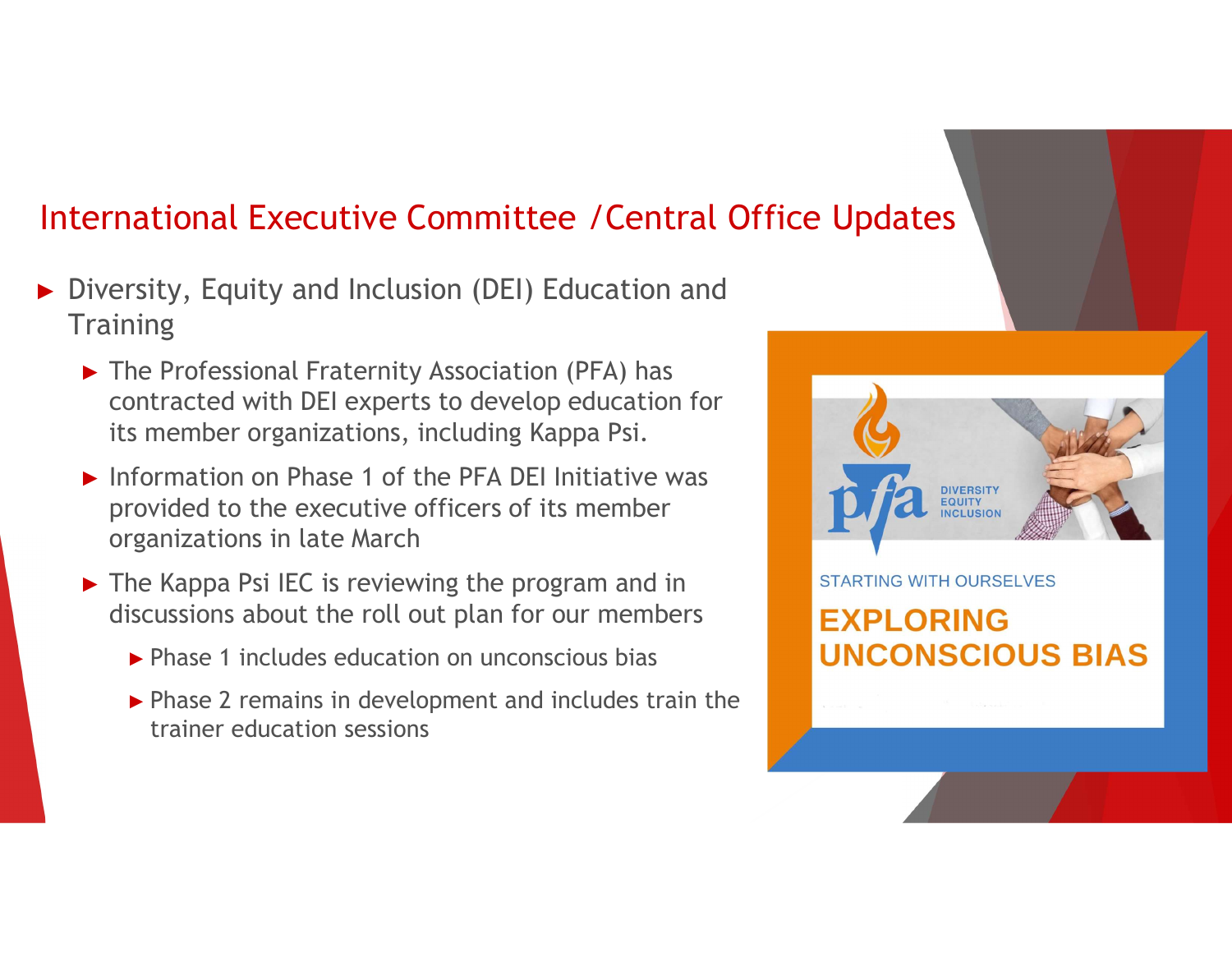## International Executive Committee /Central Office Updates

- Diversity, Equity and Inclusion (DEI) Education and Training
  - The Professional Fraternity Association (PFA) has contracted with DEI experts to develop education for its member organizations, including Kappa Psi.
  - Information on Phase 1 of the PFA DEI Initiative was provided to the executive officers of its member organizations in late March
  - The Kappa Psi IEC is reviewing the program and in discussions about the roll out plan for our members
    - Phase 1 includes education on unconscious bias
    - Phase 2 remains in development and includes train the trainer education sessions

pfa DIVERSITY EQUITY INCLUSION

STARTING WITH OURSELVES

EXPLORING UNCONSCIOUS BIAS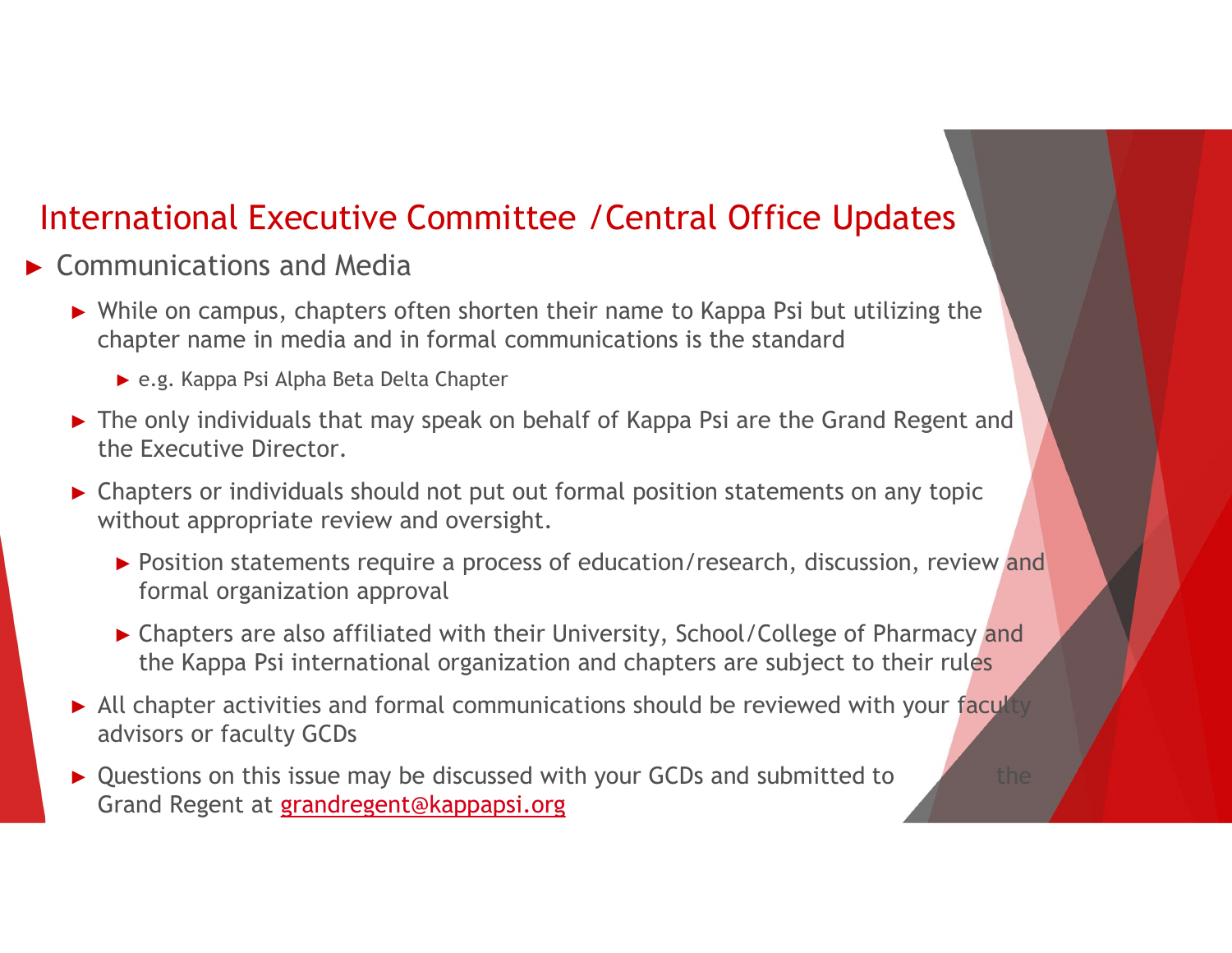# International Executive Committee /Central Office Updates

- Communications and Media
  - While on campus, chapters often shorten their name to Kappa Psi but utilizing the chapter name in media and in formal communications is the standard
    - e.g. Kappa Psi Alpha Beta Delta Chapter
  - The only individuals that may speak on behalf of Kappa Psi are the Grand Regent and the Executive Director.
  - Chapters or individuals should not put out formal position statements on any topic without appropriate review and oversight.
    - Position statements require a process of education/research, discussion, review and formal organization approval
    - Chapters are also affiliated with their University, School/College of Pharmacy and the Kappa Psi international organization and chapters are subject to their rules
  - All chapter activities and formal communications should be reviewed with your faculty advisors or faculty GCDs
  - Questions on this issue may be discussed with your GCDs and submitted to the Grand Regent at grandregent@kappapsi.org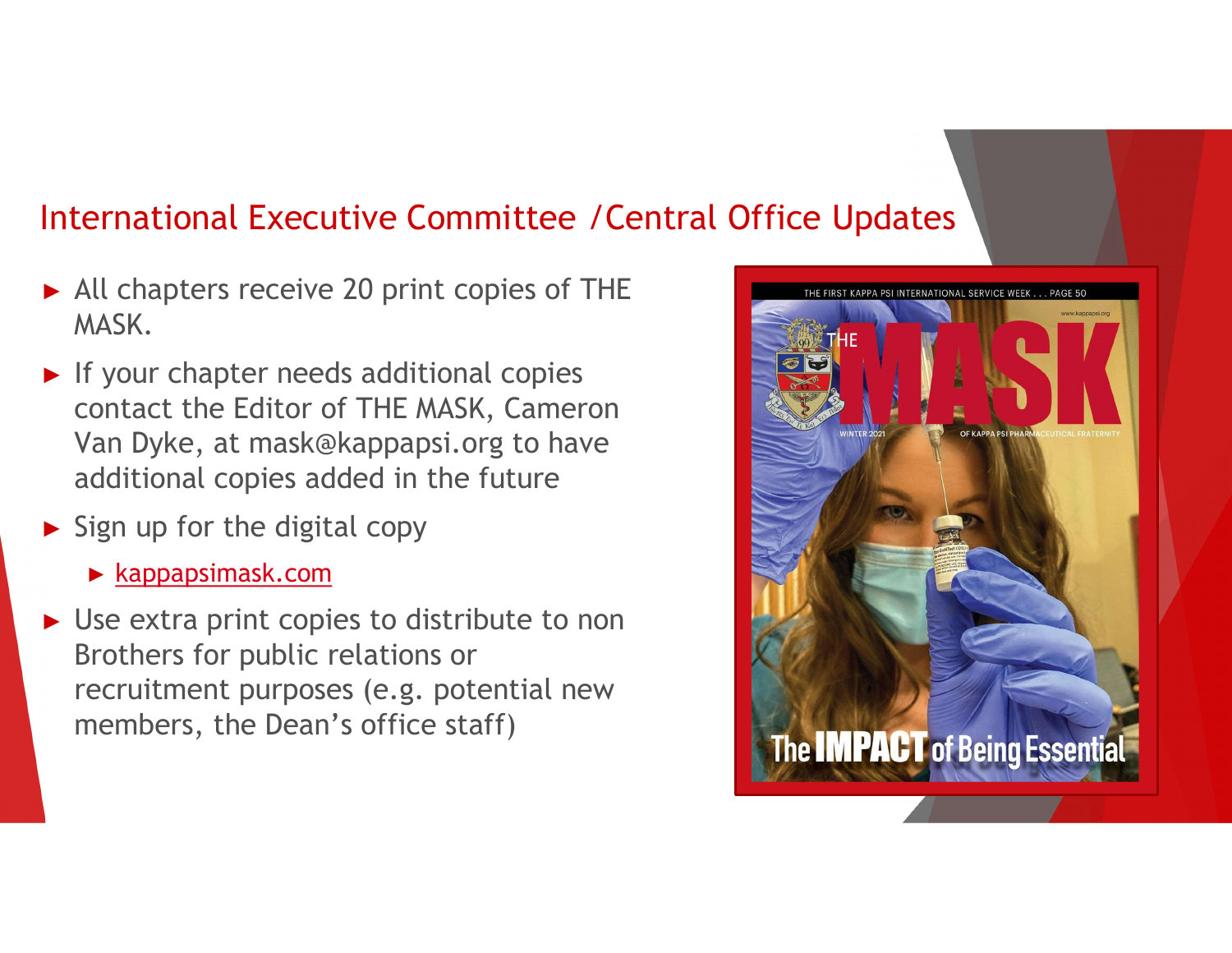## International Executive Committee /Central Office Updates

- All chapters receive 20 print copies of THE MASK.
- If your chapter needs additional copies contact the Editor of THE MASK, Cameron Van Dyke, at mask@kappapsi.org to have additional copies added in the future
- Sign up for the digital copy
  - kappapsimask.com
- Use extra print copies to distribute to non Brothers for public relations or recruitment purposes (e.g. potential new members, the Dean's office staff)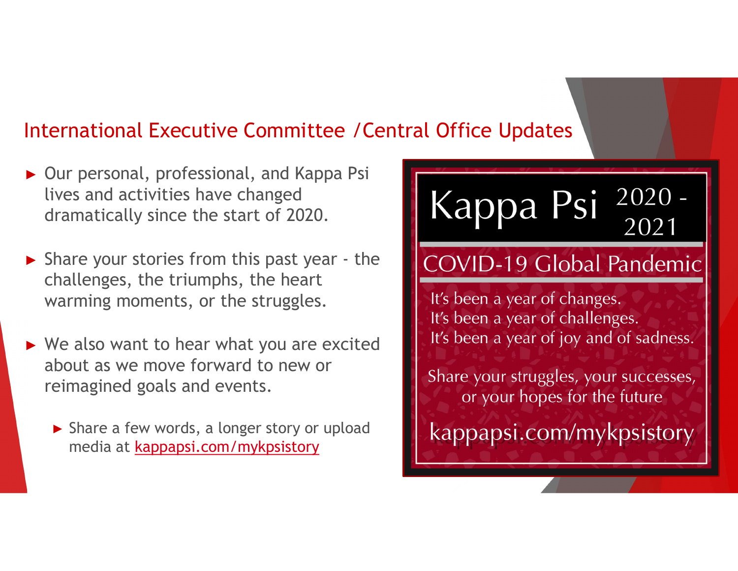## International Executive Committee /Central Office Updates

- Our personal, professional, and Kappa Psi lives and activities have changed dramatically since the start of 2020.
- Share your stories from this past year - the challenges, the triumphs, the heart warming moments, or the struggles.
- We also want to hear what you are excited about as we move forward to new or reimagined goals and events.
  - Share a few words, a longer story or upload media at [kappapsi.com/mykpsistory](kappapsi.com/mykpsistory)

# Kappa Psi 2020 - 2021

## COVID-19 Global Pandemic

It's been a year of changes.
It's been a year of challenges.
It's been a year of joy and of sadness.

Share your struggles, your successes, or your hopes for the future

kappapsi.com/mykpsistory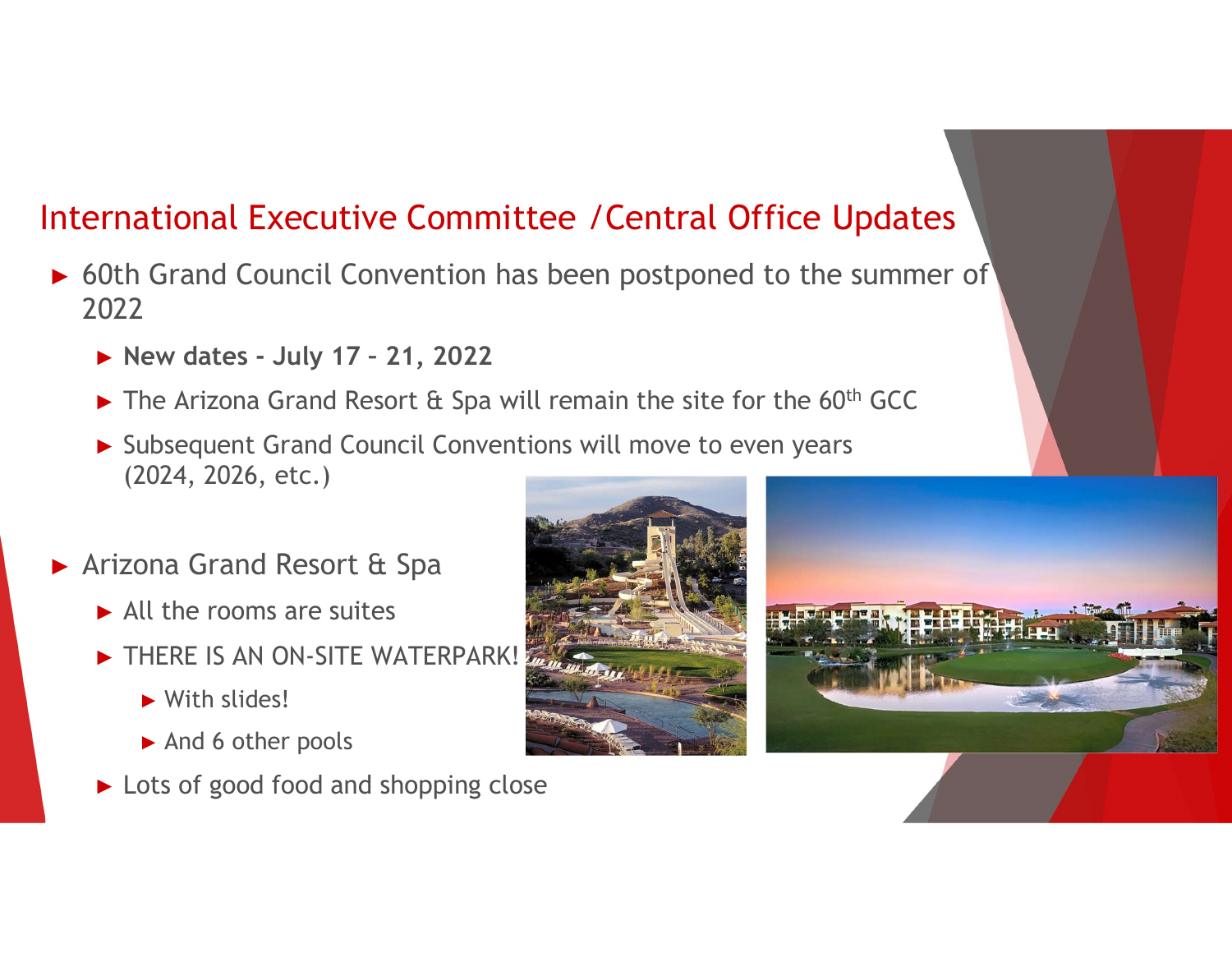## International Executive Committee /Central Office Updates

- 60th Grand Council Convention has been postponed to the summer of 2022
  - **New dates - July 17 – 21, 2022**
  - The Arizona Grand Resort & Spa will remain the site for the 60th GCC
  - Subsequent Grand Council Conventions will move to even years (2024, 2026, etc.)
- Arizona Grand Resort & Spa
  - All the rooms are suites
  - THERE IS AN ON-SITE WATERPARK!
    - With slides!
    - And 6 other pools
  - Lots of good food and shopping close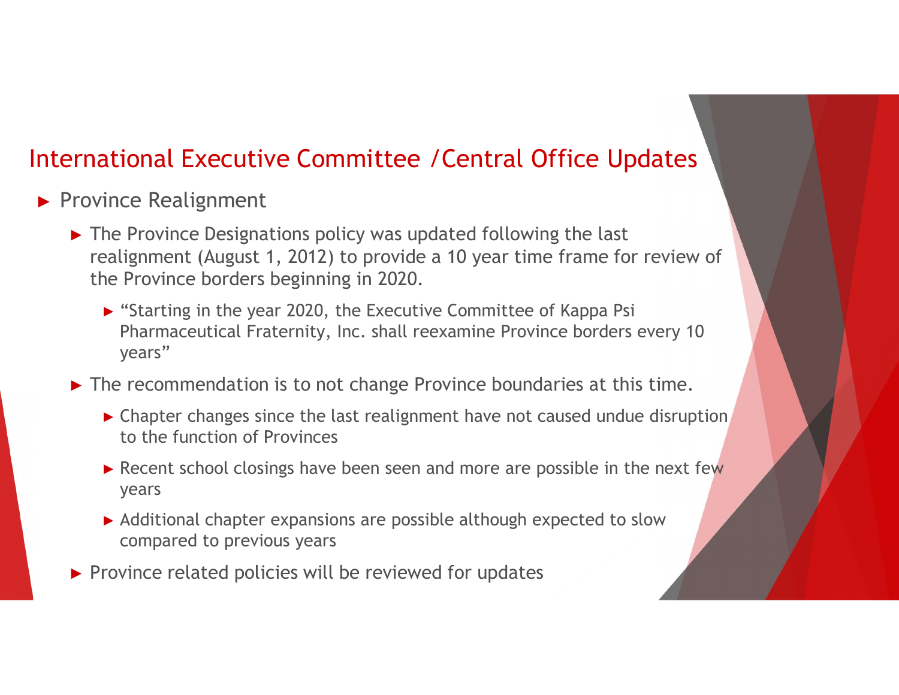## International Executive Committee /Central Office Updates

- Province Realignment
  - The Province Designations policy was updated following the last realignment (August 1, 2012) to provide a 10 year time frame for review of the Province borders beginning in 2020.
    - "Starting in the year 2020, the Executive Committee of Kappa Psi Pharmaceutical Fraternity, Inc. shall reexamine Province borders every 10 years"
  - The recommendation is to not change Province boundaries at this time.
    - Chapter changes since the last realignment have not caused undue disruption to the function of Provinces
    - Recent school closings have been seen and more are possible in the next few years
    - Additional chapter expansions are possible although expected to slow compared to previous years
  - Province related policies will be reviewed for updates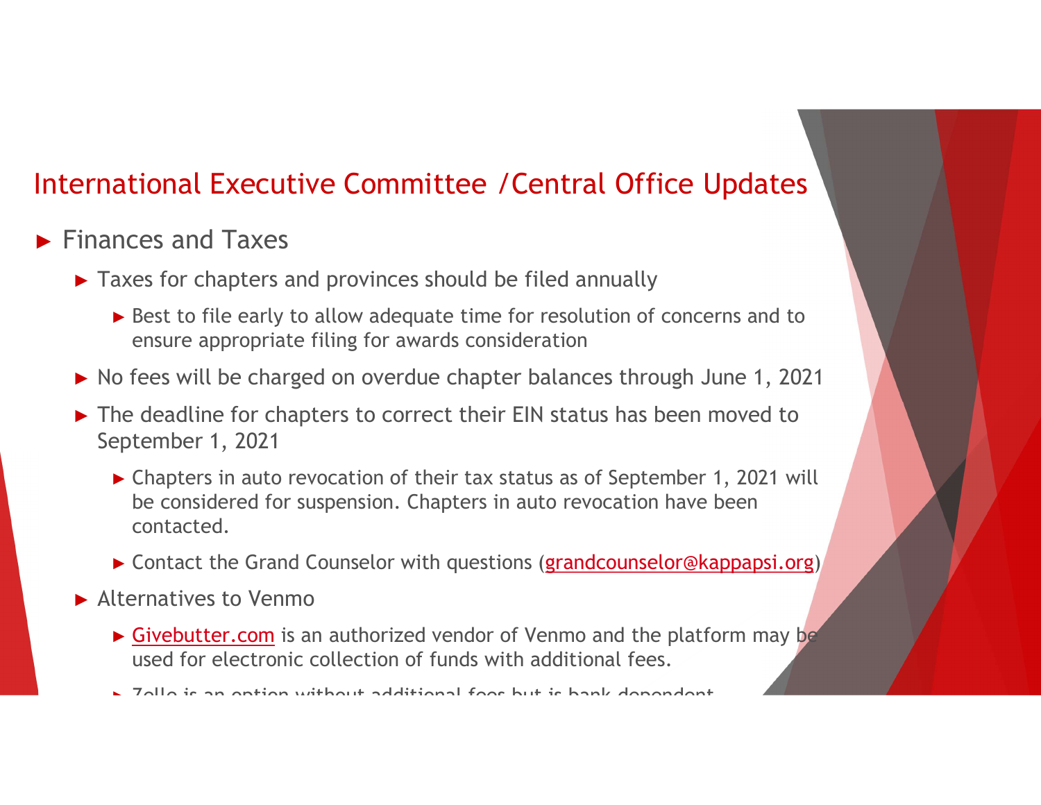## International Executive Committee /Central Office Updates

- Finances and Taxes
  - Taxes for chapters and provinces should be filed annually
    - Best to file early to allow adequate time for resolution of concerns and to ensure appropriate filing for awards consideration
  - No fees will be charged on overdue chapter balances through June 1, 2021
  - The deadline for chapters to correct their EIN status has been moved to September 1, 2021
    - Chapters in auto revocation of their tax status as of September 1, 2021 will be considered for suspension. Chapters in auto revocation have been contacted.
    - Contact the Grand Counselor with questions (grandcounselor@kappapsi.org)
  - Alternatives to Venmo
    - Givebutter.com is an authorized vendor of Venmo and the platform may be used for electronic collection of funds with additional fees.
    - Zelle is an option without additional fees but is bank dependent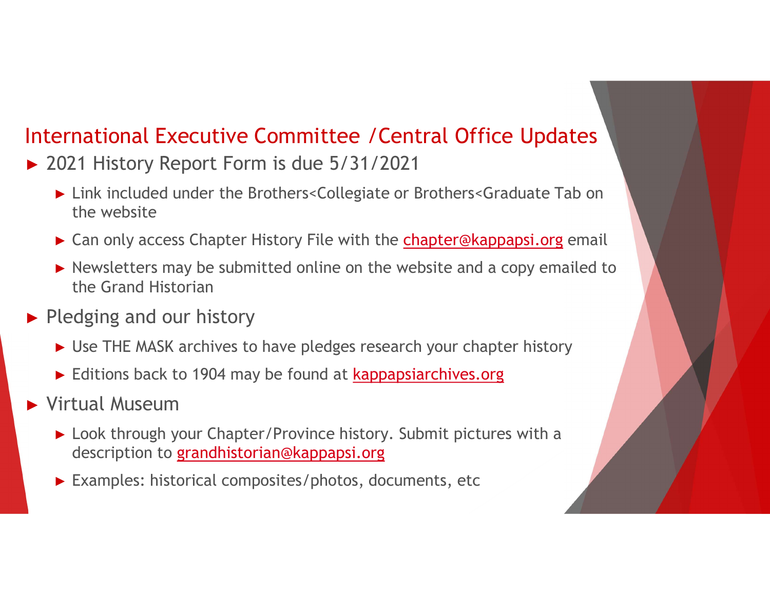## International Executive Committee /Central Office Updates

- 2021 History Report Form is due 5/31/2021
  - Link included under the Brothers<Collegiate or Brothers<Graduate Tab on the website
  - Can only access Chapter History File with the chapter@kappapsi.org email
  - Newsletters may be submitted online on the website and a copy emailed to the Grand Historian
- Pledging and our history
  - Use THE MASK archives to have pledges research your chapter history
  - Editions back to 1904 may be found at kappapsiarchives.org
- Virtual Museum
  - Look through your Chapter/Province history. Submit pictures with a description to grandhistorian@kappapsi.org
  - Examples: historical composites/photos, documents, etc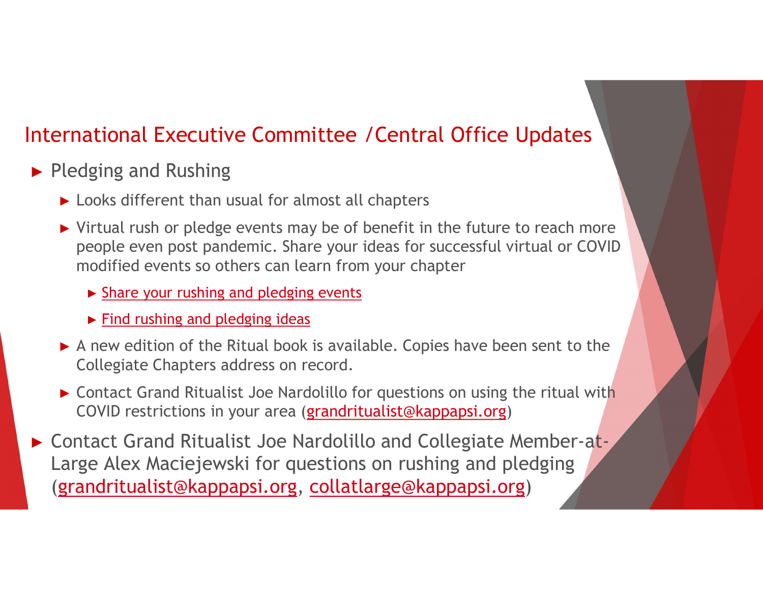## International Executive Committee /Central Office Updates

- Pledging and Rushing
  - Looks different than usual for almost all chapters
  - Virtual rush or pledge events may be of benefit in the future to reach more people even post pandemic. Share your ideas for successful virtual or COVID modified events so others can learn from your chapter
    - Share your rushing and pledging events
    - Find rushing and pledging ideas
  - A new edition of the Ritual book is available. Copies have been sent to the Collegiate Chapters address on record.
  - Contact Grand Ritualist Joe Nardolillo for questions on using the ritual with COVID restrictions in your area (grandritualist@kappapsi.org)
- Contact Grand Ritualist Joe Nardolillo and Collegiate Member-at-Large Alex Maciejewski for questions on rushing and pledging (grandritualist@kappapsi.org, collatlarge@kappapsi.org)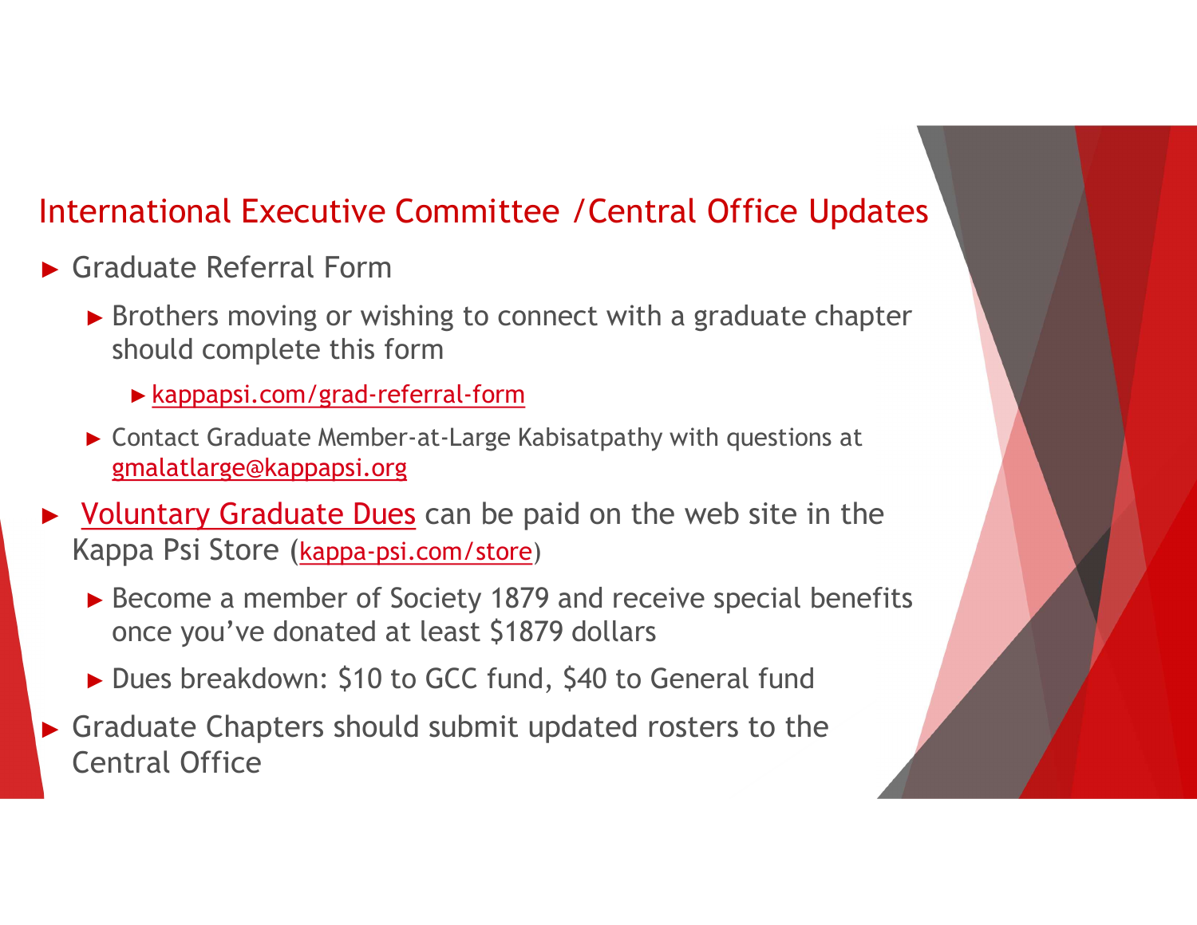## International Executive Committee /Central Office Updates

- Graduate Referral Form
  - Brothers moving or wishing to connect with a graduate chapter should complete this form
    - kappapsi.com/grad-referral-form
  - Contact Graduate Member-at-Large Kabisatpathy with questions at gmalatlarge@kappapsi.org
- Voluntary Graduate Dues can be paid on the web site in the Kappa Psi Store (kappa-psi.com/store)
  - Become a member of Society 1879 and receive special benefits once you've donated at least $1879 dollars
  - Dues breakdown: $10 to GCC fund, $40 to General fund
- Graduate Chapters should submit updated rosters to the Central Office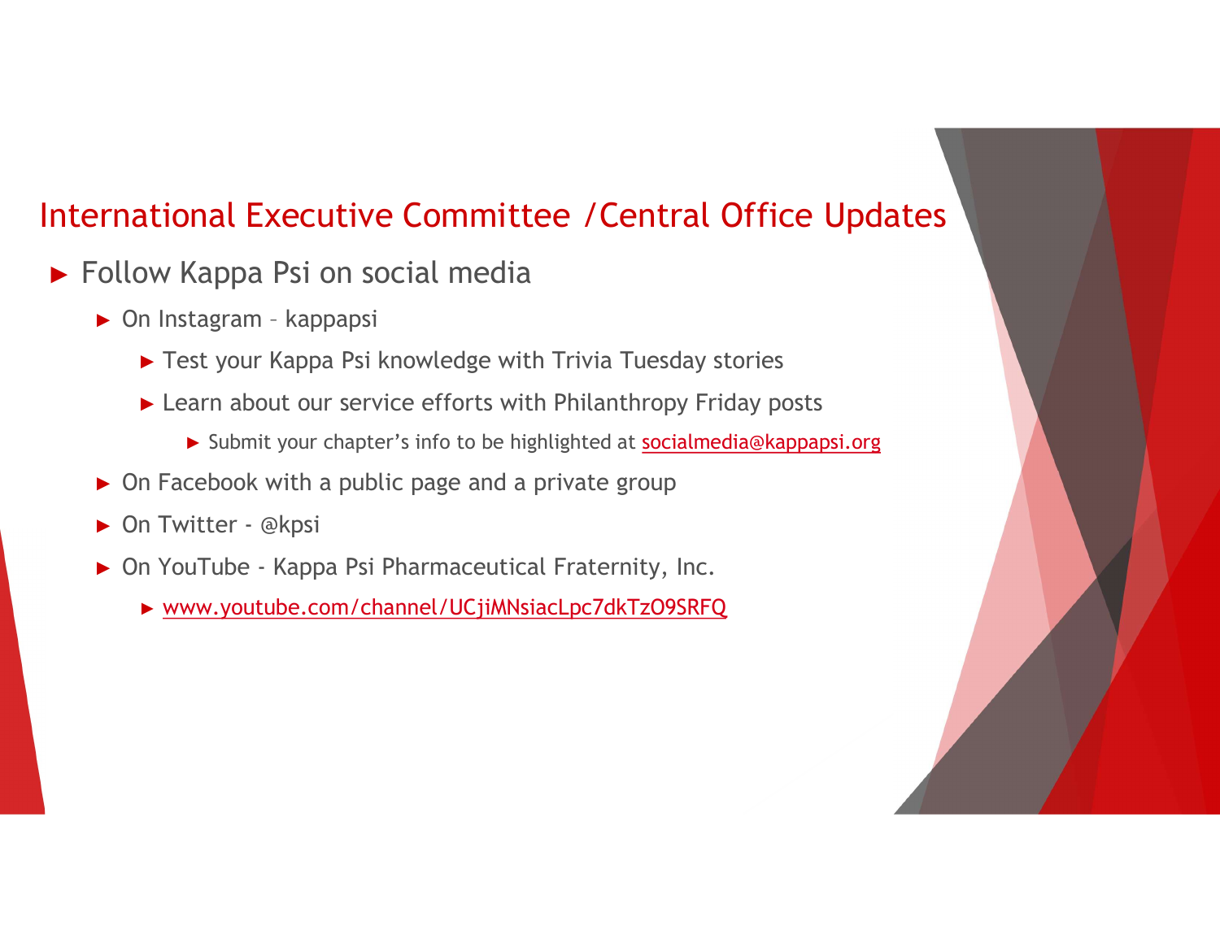## International Executive Committee /Central Office Updates

- Follow Kappa Psi on social media
  - On Instagram – kappapsi
    - Test your Kappa Psi knowledge with Trivia Tuesday stories
    - Learn about our service efforts with Philanthropy Friday posts
      - Submit your chapter's info to be highlighted at socialmedia@kappapsi.org
  - On Facebook with a public page and a private group
  - On Twitter - @kpsi
  - On YouTube - Kappa Psi Pharmaceutical Fraternity, Inc.
    - www.youtube.com/channel/UCjiMNsiacLpc7dkTzO9SRFQ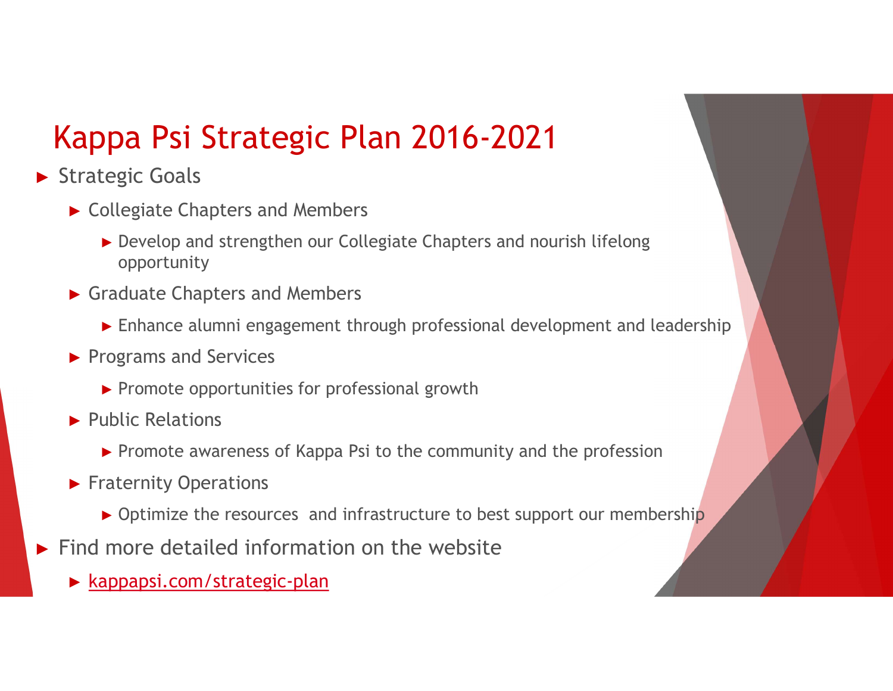# Kappa Psi Strategic Plan 2016-2021

- Strategic Goals
  - Collegiate Chapters and Members
    - Develop and strengthen our Collegiate Chapters and nourish lifelong opportunity
  - Graduate Chapters and Members
    - Enhance alumni engagement through professional development and leadership
  - Programs and Services
    - Promote opportunities for professional growth
  - Public Relations
    - Promote awareness of Kappa Psi to the community and the profession
  - Fraternity Operations
    - Optimize the resources and infrastructure to best support our membership
- Find more detailed information on the website
  - kappapsi.com/strategic-plan